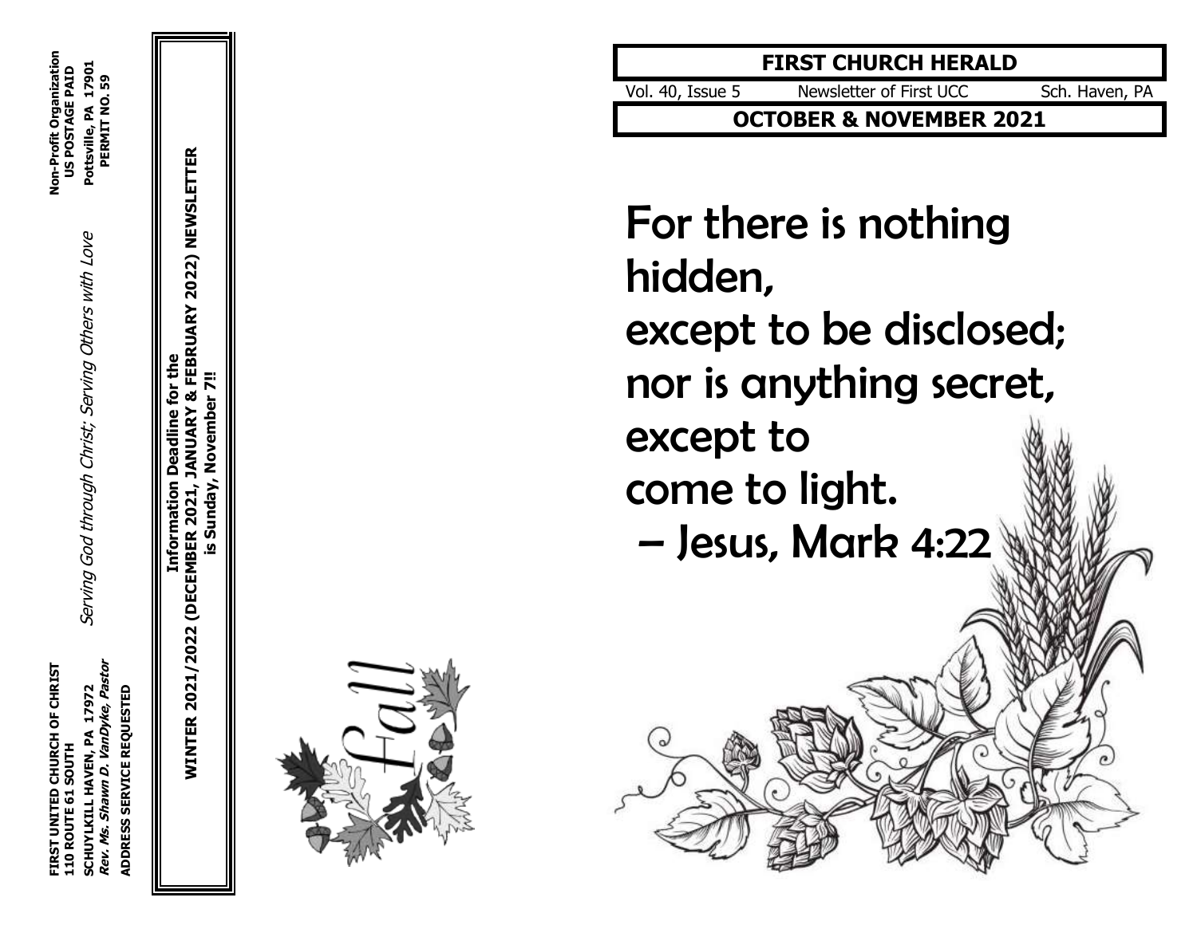FIRST UNITED CHURCH OF CHRIST
110 ROUTE 61 SOUTH
SCHUYLKILL HAVEN, PA 17972
***Rev. Ms. Shawn D. VanDyke, Pastor***

*Serving God through Christ; Serving Others with Love*

**Non-Profit Organization**
**US POSTAGE PAID**
**Pottsville, PA 17901**
**PERMIT NO. 59**

**ADDRESS SERVICE REQUESTED**

**Information Deadline for the**
**WINTER 2021/2022 (DECEMBER 2021, JANUARY & FEBRUARY 2022) NEWSLETTER**
**is Sunday, November 7!!**

Fall

# FIRST CHURCH HERALD

Vol. 40, Issue 5 | Newsletter of First UCC | Sch. Haven, PA

## OCTOBER & NOVEMBER 2021

For there is nothing hidden,
except to be disclosed;
nor is anything secret,
except to
come to light.
– Jesus, Mark 4:22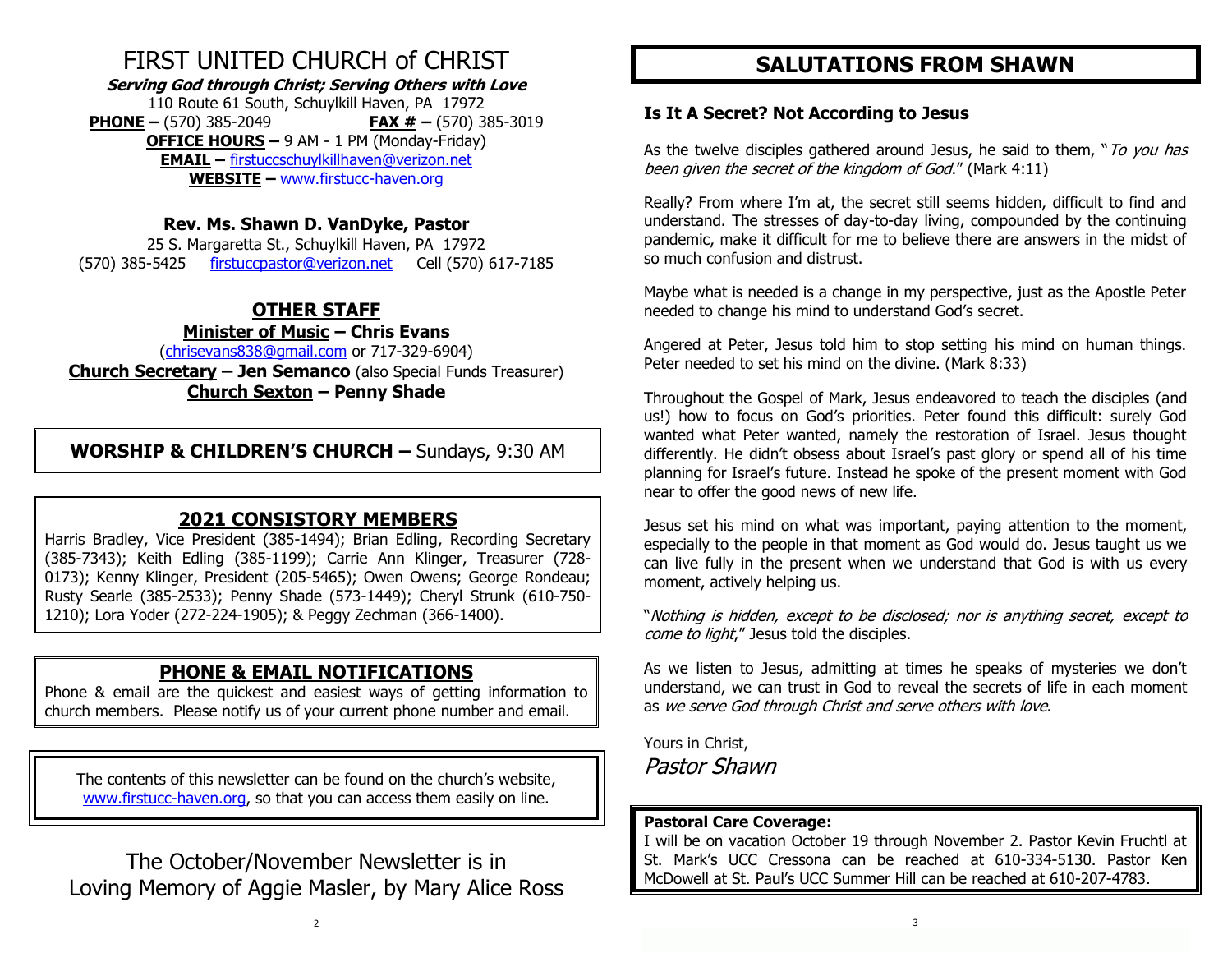# FIRST UNITED CHURCH of CHRIST

***Serving God through Christ; Serving Others with Love***

110 Route 61 South, Schuylkill Haven, PA 17972

**PHONE –** (570) 385-2049 **FAX # –** (570) 385-3019

**OFFICE HOURS –** 9 AM - 1 PM (Monday-Friday)

**EMAIL –** firstuccschuylkillhaven@verizon.net

**WEBSITE –** www.firstucc-haven.org

**Rev. Ms. Shawn D. VanDyke, Pastor**

25 S. Margaretta St., Schuylkill Haven, PA 17972

(570) 385-5425 firstuccpastor@verizon.net Cell (570) 617-7185

## OTHER STAFF

**Minister of Music – Chris Evans**

(chrisevans838@gmail.com or 717-329-6904)

**Church Secretary – Jen Semanco** (also Special Funds Treasurer)

**Church Sexton – Penny Shade**

**WORSHIP & CHILDREN'S CHURCH –** Sundays, 9:30 AM

## 2021 CONSISTORY MEMBERS

Harris Bradley, Vice President (385-1494); Brian Edling, Recording Secretary (385-7343); Keith Edling (385-1199); Carrie Ann Klinger, Treasurer (728-0173); Kenny Klinger, President (205-5465); Owen Owens; George Rondeau; Rusty Searle (385-2533); Penny Shade (573-1449); Cheryl Strunk (610-750-1210); Lora Yoder (272-224-1905); & Peggy Zechman (366-1400).

## PHONE & EMAIL NOTIFICATIONS

Phone & email are the quickest and easiest ways of getting information to church members. Please notify us of your current phone number and email.

The contents of this newsletter can be found on the church's website, www.firstucc-haven.org, so that you can access them easily on line.

The October/November Newsletter is in Loving Memory of Aggie Masler, by Mary Alice Ross

# SALUTATIONS FROM SHAWN

### Is It A Secret? Not According to Jesus

As the twelve disciples gathered around Jesus, he said to them, "*To you has been given the secret of the kingdom of God*." (Mark 4:11)

Really? From where I'm at, the secret still seems hidden, difficult to find and understand. The stresses of day-to-day living, compounded by the continuing pandemic, make it difficult for me to believe there are answers in the midst of so much confusion and distrust.

Maybe what is needed is a change in my perspective, just as the Apostle Peter needed to change his mind to understand God's secret.

Angered at Peter, Jesus told him to stop setting his mind on human things. Peter needed to set his mind on the divine. (Mark 8:33)

Throughout the Gospel of Mark, Jesus endeavored to teach the disciples (and us!) how to focus on God's priorities. Peter found this difficult: surely God wanted what Peter wanted, namely the restoration of Israel. Jesus thought differently. He didn't obsess about Israel's past glory or spend all of his time planning for Israel's future. Instead he spoke of the present moment with God near to offer the good news of new life.

Jesus set his mind on what was important, paying attention to the moment, especially to the people in that moment as God would do. Jesus taught us we can live fully in the present when we understand that God is with us every moment, actively helping us.

"*Nothing is hidden, except to be disclosed; nor is anything secret, except to come to light*," Jesus told the disciples.

As we listen to Jesus, admitting at times he speaks of mysteries we don't understand, we can trust in God to reveal the secrets of life in each moment as *we serve God through Christ and serve others with love*.

Yours in Christ,

*Pastor Shawn*

**Pastoral Care Coverage:**
I will be on vacation October 19 through November 2. Pastor Kevin Fruchtl at St. Mark's UCC Cressona can be reached at 610-334-5130. Pastor Ken McDowell at St. Paul's UCC Summer Hill can be reached at 610-207-4783.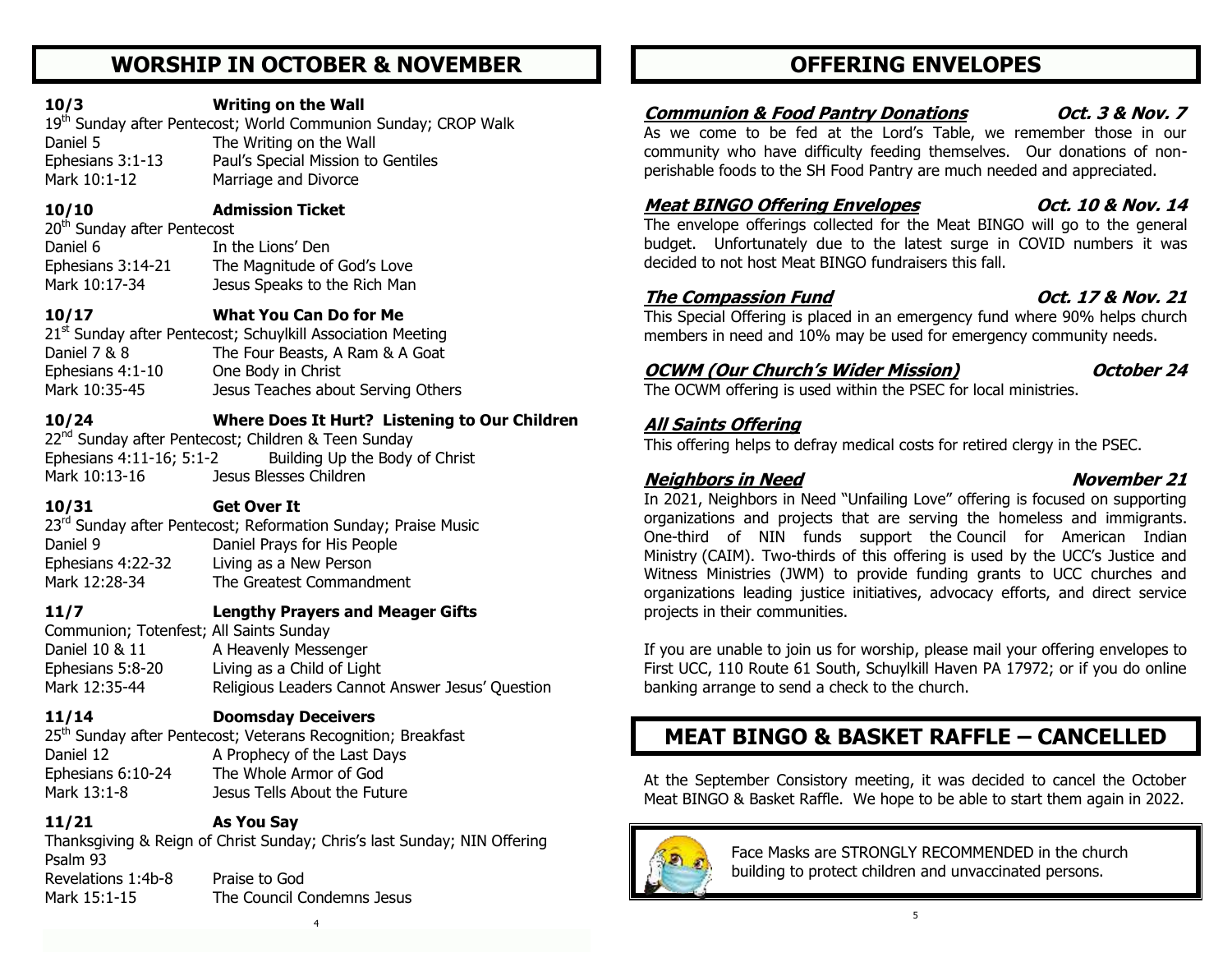## WORSHIP IN OCTOBER & NOVEMBER

**10/3 Writing on the Wall**

19th Sunday after Pentecost; World Communion Sunday; CROP Walk

Daniel 5 — The Writing on the Wall
Ephesians 3:1-13 — Paul's Special Mission to Gentiles
Mark 10:1-12 — Marriage and Divorce

**10/10 Admission Ticket**

20th Sunday after Pentecost

Daniel 6 — In the Lions' Den
Ephesians 3:14-21 — The Magnitude of God's Love
Mark 10:17-34 — Jesus Speaks to the Rich Man

**10/17 What You Can Do for Me**

21st Sunday after Pentecost; Schuylkill Association Meeting

Daniel 7 & 8 — The Four Beasts, A Ram & A Goat
Ephesians 4:1-10 — One Body in Christ
Mark 10:35-45 — Jesus Teaches about Serving Others

**10/24 Where Does It Hurt? Listening to Our Children**

22nd Sunday after Pentecost; Children & Teen Sunday

Ephesians 4:11-16; 5:1-2 — Building Up the Body of Christ
Mark 10:13-16 — Jesus Blesses Children

**10/31 Get Over It**

23rd Sunday after Pentecost; Reformation Sunday; Praise Music

Daniel 9 — Daniel Prays for His People
Ephesians 4:22-32 — Living as a New Person
Mark 12:28-34 — The Greatest Commandment

**11/7 Lengthy Prayers and Meager Gifts**

Communion; Totenfest; All Saints Sunday

Daniel 10 & 11 — A Heavenly Messenger
Ephesians 5:8-20 — Living as a Child of Light
Mark 12:35-44 — Religious Leaders Cannot Answer Jesus' Question

**11/14 Doomsday Deceivers**

25th Sunday after Pentecost; Veterans Recognition; Breakfast

Daniel 12 — A Prophecy of the Last Days
Ephesians 6:10-24 — The Whole Armor of God
Mark 13:1-8 — Jesus Tells About the Future

**11/21 As You Say**

Thanksgiving & Reign of Christ Sunday; Chris's last Sunday; NIN Offering

Psalm 93
Revelations 1:4b-8 — Praise to God
Mark 15:1-15 — The Council Condemns Jesus

## OFFERING ENVELOPES

***Communion & Food Pantry Donations*** — ***Oct. 3 & Nov. 7***

As we come to be fed at the Lord's Table, we remember those in our community who have difficulty feeding themselves. Our donations of non-perishable foods to the SH Food Pantry are much needed and appreciated.

***Meat BINGO Offering Envelopes*** — ***Oct. 10 & Nov. 14***

The envelope offerings collected for the Meat BINGO will go to the general budget. Unfortunately due to the latest surge in COVID numbers it was decided to not host Meat BINGO fundraisers this fall.

***The Compassion Fund*** — ***Oct. 17 & Nov. 21***

This Special Offering is placed in an emergency fund where 90% helps church members in need and 10% may be used for emergency community needs.

***OCWM (Our Church's Wider Mission)*** — ***October 24***

The OCWM offering is used within the PSEC for local ministries.

***All Saints Offering***

This offering helps to defray medical costs for retired clergy in the PSEC.

***Neighbors in Need*** — ***November 21***

In 2021, Neighbors in Need "Unfailing Love" offering is focused on supporting organizations and projects that are serving the homeless and immigrants. One-third of NIN funds support the Council for American Indian Ministry (CAIM). Two-thirds of this offering is used by the UCC's Justice and Witness Ministries (JWM) to provide funding grants to UCC churches and organizations leading justice initiatives, advocacy efforts, and direct service projects in their communities.

If you are unable to join us for worship, please mail your offering envelopes to First UCC, 110 Route 61 South, Schuylkill Haven PA 17972; or if you do online banking arrange to send a check to the church.

## MEAT BINGO & BASKET RAFFLE – CANCELLED

At the September Consistory meeting, it was decided to cancel the October Meat BINGO & Basket Raffle. We hope to be able to start them again in 2022.

Face Masks are STRONGLY RECOMMENDED in the church building to protect children and unvaccinated persons.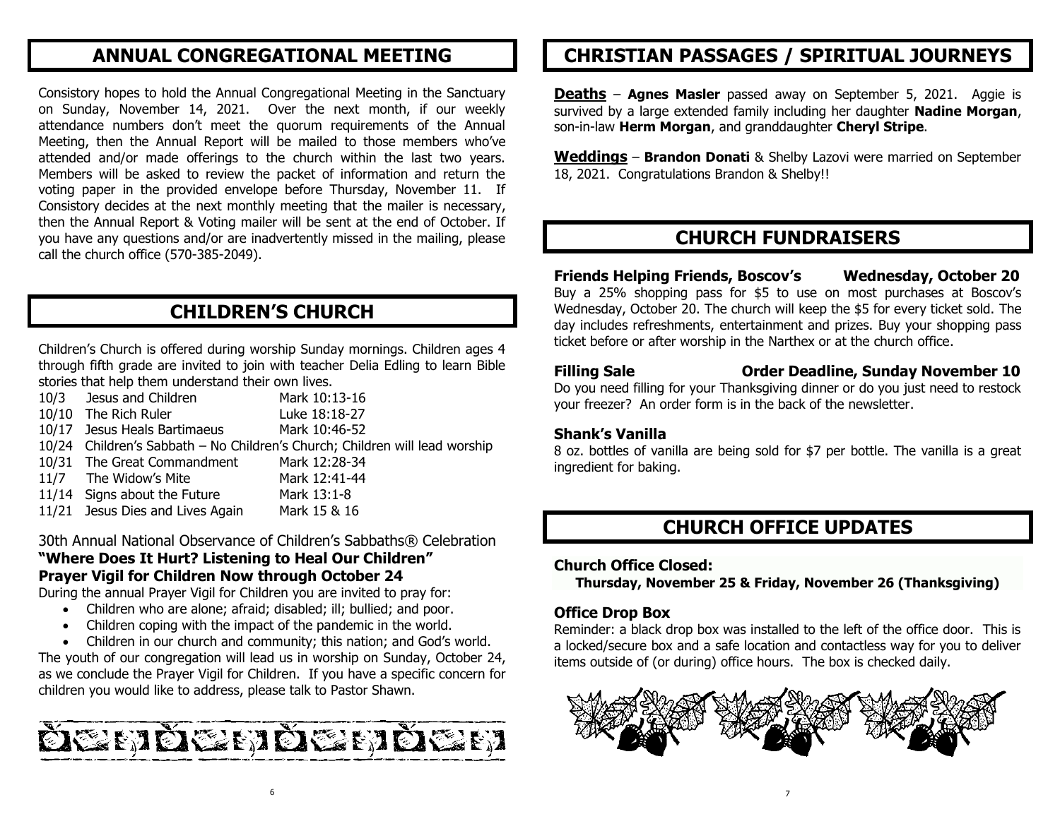## ANNUAL CONGREGATIONAL MEETING

Consistory hopes to hold the Annual Congregational Meeting in the Sanctuary on Sunday, November 14, 2021. Over the next month, if our weekly attendance numbers don't meet the quorum requirements of the Annual Meeting, then the Annual Report will be mailed to those members who've attended and/or made offerings to the church within the last two years. Members will be asked to review the packet of information and return the voting paper in the provided envelope before Thursday, November 11. If Consistory decides at the next monthly meeting that the mailer is necessary, then the Annual Report & Voting mailer will be sent at the end of October. If you have any questions and/or are inadvertently missed in the mailing, please call the church office (570-385-2049).

## CHILDREN'S CHURCH

Children's Church is offered during worship Sunday mornings. Children ages 4 through fifth grade are invited to join with teacher Delia Edling to learn Bible stories that help them understand their own lives.

| | | |
|---|---|---|
| 10/3 | Jesus and Children | Mark 10:13-16 |
| 10/10 | The Rich Ruler | Luke 18:18-27 |
| 10/17 | Jesus Heals Bartimaeus | Mark 10:46-52 |
| 10/24 | Children's Sabbath – No Children's Church; Children will lead worship | |
| 10/31 | The Great Commandment | Mark 12:28-34 |
| 11/7 | The Widow's Mite | Mark 12:41-44 |
| 11/14 | Signs about the Future | Mark 13:1-8 |
| 11/21 | Jesus Dies and Lives Again | Mark 15 & 16 |

30th Annual National Observance of Children's Sabbaths® Celebration
**"Where Does It Hurt? Listening to Heal Our Children"**
**Prayer Vigil for Children Now through October 24**

During the annual Prayer Vigil for Children you are invited to pray for:

- Children who are alone; afraid; disabled; ill; bullied; and poor.
- Children coping with the impact of the pandemic in the world.
- Children in our church and community; this nation; and God's world.

The youth of our congregation will lead us in worship on Sunday, October 24, as we conclude the Prayer Vigil for Children. If you have a specific concern for children you would like to address, please talk to Pastor Shawn.

## CHRISTIAN PASSAGES / SPIRITUAL JOURNEYS

**Deaths** – **Agnes Masler** passed away on September 5, 2021. Aggie is survived by a large extended family including her daughter **Nadine Morgan**, son-in-law **Herm Morgan**, and granddaughter **Cheryl Stripe**.

**Weddings** – **Brandon Donati** & Shelby Lazovi were married on September 18, 2021. Congratulations Brandon & Shelby!!

## CHURCH FUNDRAISERS

**Friends Helping Friends, Boscov's — Wednesday, October 20**

Buy a 25% shopping pass for $5 to use on most purchases at Boscov's Wednesday, October 20. The church will keep the $5 for every ticket sold. The day includes refreshments, entertainment and prizes. Buy your shopping pass ticket before or after worship in the Narthex or at the church office.

**Filling Sale — Order Deadline, Sunday November 10**

Do you need filling for your Thanksgiving dinner or do you just need to restock your freezer? An order form is in the back of the newsletter.

**Shank's Vanilla**

8 oz. bottles of vanilla are being sold for $7 per bottle. The vanilla is a great ingredient for baking.

## CHURCH OFFICE UPDATES

**Church Office Closed:**
**Thursday, November 25 & Friday, November 26 (Thanksgiving)**

**Office Drop Box**

Reminder: a black drop box was installed to the left of the office door. This is a locked/secure box and a safe location and contactless way for you to deliver items outside of (or during) office hours. The box is checked daily.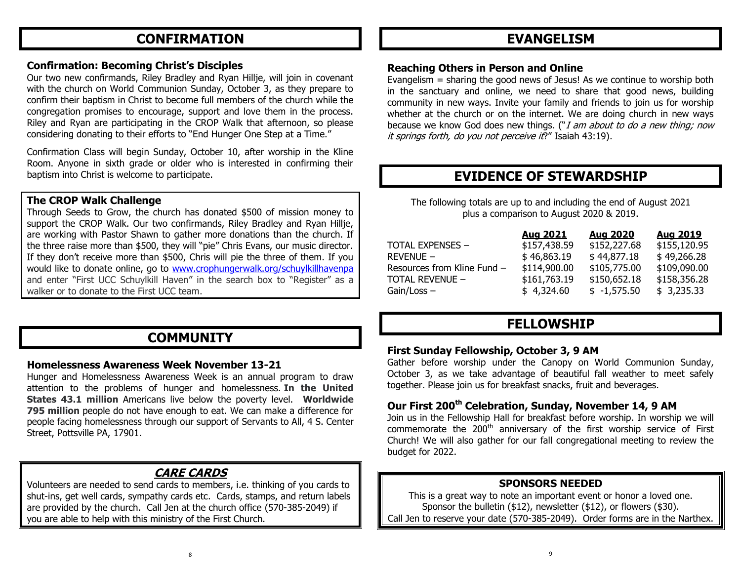# CONFIRMATION

### Confirmation: Becoming Christ's Disciples

Our two new confirmands, Riley Bradley and Ryan Hillje, will join in covenant with the church on World Communion Sunday, October 3, as they prepare to confirm their baptism in Christ to become full members of the church while the congregation promises to encourage, support and love them in the process. Riley and Ryan are participating in the CROP Walk that afternoon, so please considering donating to their efforts to "End Hunger One Step at a Time."

Confirmation Class will begin Sunday, October 10, after worship in the Kline Room. Anyone in sixth grade or older who is interested in confirming their baptism into Christ is welcome to participate.

### The CROP Walk Challenge

Through Seeds to Grow, the church has donated $500 of mission money to support the CROP Walk. Our two confirmands, Riley Bradley and Ryan Hillje, are working with Pastor Shawn to gather more donations than the church. If the three raise more than $500, they will "pie" Chris Evans, our music director. If they don't receive more than $500, Chris will pie the three of them. If you would like to donate online, go to www.crophungerwalk.org/schuylkillhavenpa and enter "First UCC Schuylkill Haven" in the search box to "Register" as a walker or to donate to the First UCC team.

# COMMUNITY

### Homelessness Awareness Week November 13-21

Hunger and Homelessness Awareness Week is an annual program to draw attention to the problems of hunger and homelessness. **In the United States 43.1 million** Americans live below the poverty level. **Worldwide 795 million** people do not have enough to eat. We can make a difference for people facing homelessness through our support of Servants to All, 4 S. Center Street, Pottsville PA, 17901.

### *CARE CARDS*

Volunteers are needed to send cards to members, i.e. thinking of you cards to shut-ins, get well cards, sympathy cards etc. Cards, stamps, and return labels are provided by the church. Call Jen at the church office (570-385-2049) if you are able to help with this ministry of the First Church.

# EVANGELISM

### Reaching Others in Person and Online

Evangelism = sharing the good news of Jesus! As we continue to worship both in the sanctuary and online, we need to share that good news, building community in new ways. Invite your family and friends to join us for worship whether at the church or on the internet. We are doing church in new ways because we know God does new things. ("*I am about to do a new thing; now it springs forth, do you not perceive it*?" Isaiah 43:19).

# EVIDENCE OF STEWARDSHIP

The following totals are up to and including the end of August 2021 plus a comparison to August 2020 & 2019.

| | Aug 2021 | Aug 2020 | Aug 2019 |
|---|---|---|---|
| TOTAL EXPENSES – | $157,438.59 | $152,227.68 | $155,120.95 |
| REVENUE – | $ 46,863.19 | $ 44,877.18 | $ 49,266.28 |
| Resources from Kline Fund – | $114,900.00 | $105,775.00 | $109,090.00 |
| TOTAL REVENUE – | $161,763.19 | $150,652.18 | $158,356.28 |
| Gain/Loss – | $ 4,324.60 | $ -1,575.50 | $ 3,235.33 |

# FELLOWSHIP

### First Sunday Fellowship, October 3, 9 AM

Gather before worship under the Canopy on World Communion Sunday, October 3, as we take advantage of beautiful fall weather to meet safely together. Please join us for breakfast snacks, fruit and beverages.

### Our First 200th Celebration, Sunday, November 14, 9 AM

Join us in the Fellowship Hall for breakfast before worship. In worship we will commemorate the 200th anniversary of the first worship service of First Church! We will also gather for our fall congregational meeting to review the budget for 2022.

### SPONSORS NEEDED

This is a great way to note an important event or honor a loved one.
Sponsor the bulletin ($12), newsletter ($12), or flowers ($30).
Call Jen to reserve your date (570-385-2049). Order forms are in the Narthex.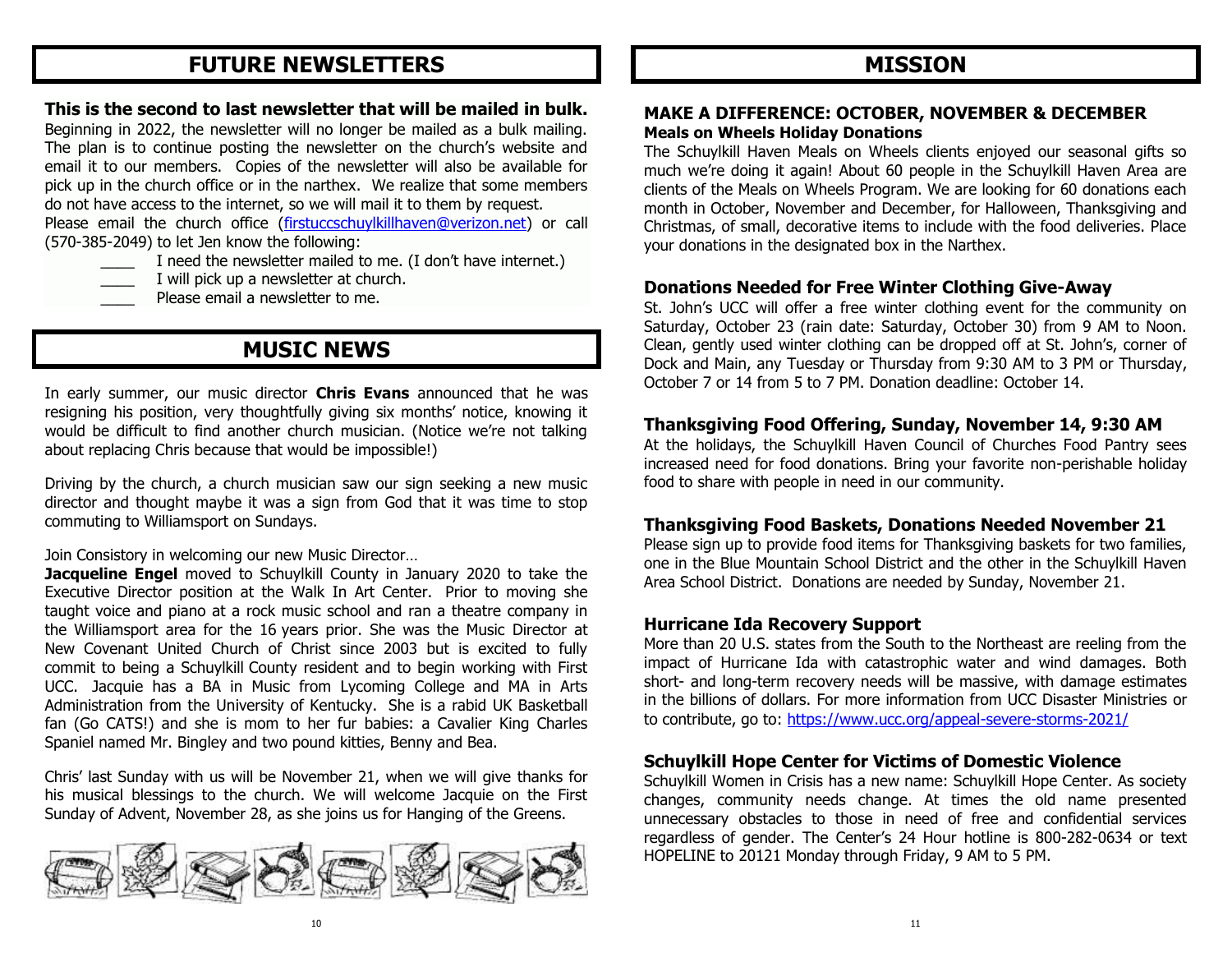# FUTURE NEWSLETTERS

**This is the second to last newsletter that will be mailed in bulk.** Beginning in 2022, the newsletter will no longer be mailed as a bulk mailing. The plan is to continue posting the newsletter on the church's website and email it to our members. Copies of the newsletter will also be available for pick up in the church office or in the narthex. We realize that some members do not have access to the internet, so we will mail it to them by request.

Please email the church office (firstuccschuylkillhaven@verizon.net) or call (570-385-2049) to let Jen know the following:

- ____ I need the newsletter mailed to me. (I don't have internet.)
- ____ I will pick up a newsletter at church.
- ____ Please email a newsletter to me.

# MUSIC NEWS

In early summer, our music director **Chris Evans** announced that he was resigning his position, very thoughtfully giving six months' notice, knowing it would be difficult to find another church musician. (Notice we're not talking about replacing Chris because that would be impossible!)

Driving by the church, a church musician saw our sign seeking a new music director and thought maybe it was a sign from God that it was time to stop commuting to Williamsport on Sundays.

Join Consistory in welcoming our new Music Director…

**Jacqueline Engel** moved to Schuylkill County in January 2020 to take the Executive Director position at the Walk In Art Center. Prior to moving she taught voice and piano at a rock music school and ran a theatre company in the Williamsport area for the 16 years prior. She was the Music Director at New Covenant United Church of Christ since 2003 but is excited to fully commit to being a Schuylkill County resident and to begin working with First UCC. Jacquie has a BA in Music from Lycoming College and MA in Arts Administration from the University of Kentucky. She is a rabid UK Basketball fan (Go CATS!) and she is mom to her fur babies: a Cavalier King Charles Spaniel named Mr. Bingley and two pound kitties, Benny and Bea.

Chris' last Sunday with us will be November 21, when we will give thanks for his musical blessings to the church. We will welcome Jacquie on the First Sunday of Advent, November 28, as she joins us for Hanging of the Greens.

# MISSION

## MAKE A DIFFERENCE: OCTOBER, NOVEMBER & DECEMBER

### Meals on Wheels Holiday Donations

The Schuylkill Haven Meals on Wheels clients enjoyed our seasonal gifts so much we're doing it again! About 60 people in the Schuylkill Haven Area are clients of the Meals on Wheels Program. We are looking for 60 donations each month in October, November and December, for Halloween, Thanksgiving and Christmas, of small, decorative items to include with the food deliveries. Place your donations in the designated box in the Narthex.

### Donations Needed for Free Winter Clothing Give-Away

St. John's UCC will offer a free winter clothing event for the community on Saturday, October 23 (rain date: Saturday, October 30) from 9 AM to Noon. Clean, gently used winter clothing can be dropped off at St. John's, corner of Dock and Main, any Tuesday or Thursday from 9:30 AM to 3 PM or Thursday, October 7 or 14 from 5 to 7 PM. Donation deadline: October 14.

### Thanksgiving Food Offering, Sunday, November 14, 9:30 AM

At the holidays, the Schuylkill Haven Council of Churches Food Pantry sees increased need for food donations. Bring your favorite non-perishable holiday food to share with people in need in our community.

### Thanksgiving Food Baskets, Donations Needed November 21

Please sign up to provide food items for Thanksgiving baskets for two families, one in the Blue Mountain School District and the other in the Schuylkill Haven Area School District. Donations are needed by Sunday, November 21.

### Hurricane Ida Recovery Support

More than 20 U.S. states from the South to the Northeast are reeling from the impact of Hurricane Ida with catastrophic water and wind damages. Both short- and long-term recovery needs will be massive, with damage estimates in the billions of dollars. For more information from UCC Disaster Ministries or to contribute, go to: https://www.ucc.org/appeal-severe-storms-2021/

### Schuylkill Hope Center for Victims of Domestic Violence

Schuylkill Women in Crisis has a new name: Schuylkill Hope Center. As society changes, community needs change. At times the old name presented unnecessary obstacles to those in need of free and confidential services regardless of gender. The Center's 24 Hour hotline is 800-282-0634 or text HOPELINE to 20121 Monday through Friday, 9 AM to 5 PM.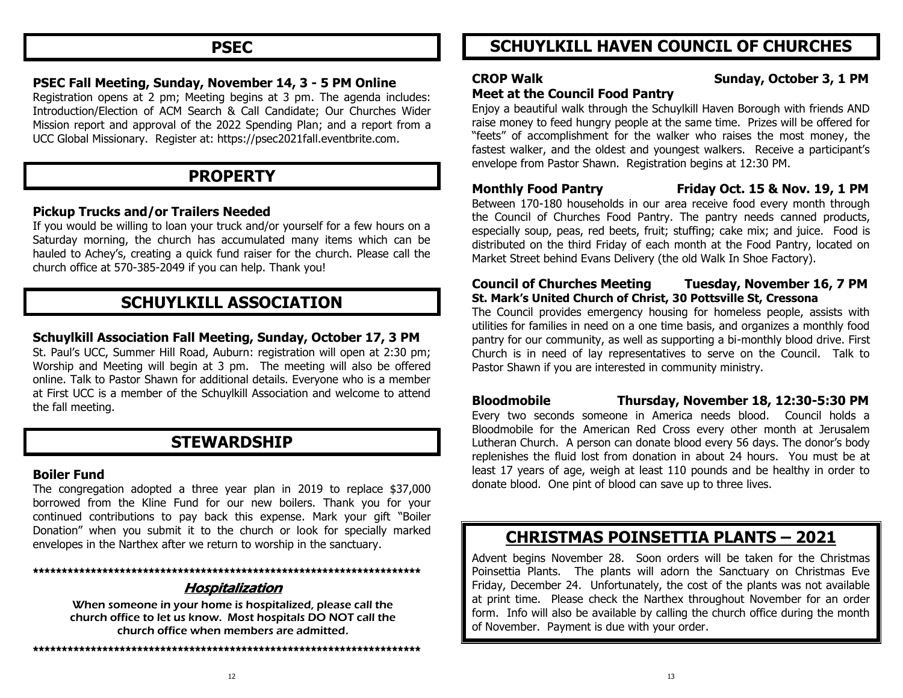## PSEC

### PSEC Fall Meeting, Sunday, November 14, 3 - 5 PM Online

Registration opens at 2 pm; Meeting begins at 3 pm. The agenda includes: Introduction/Election of ACM Search & Call Candidate; Our Churches Wider Mission report and approval of the 2022 Spending Plan; and a report from a UCC Global Missionary. Register at: https://psec2021fall.eventbrite.com.

## PROPERTY

### Pickup Trucks and/or Trailers Needed

If you would be willing to loan your truck and/or yourself for a few hours on a Saturday morning, the church has accumulated many items which can be hauled to Achey's, creating a quick fund raiser for the church. Please call the church office at 570-385-2049 if you can help. Thank you!

## SCHUYLKILL ASSOCIATION

### Schuylkill Association Fall Meeting, Sunday, October 17, 3 PM

St. Paul's UCC, Summer Hill Road, Auburn: registration will open at 2:30 pm; Worship and Meeting will begin at 3 pm. The meeting will also be offered online. Talk to Pastor Shawn for additional details. Everyone who is a member at First UCC is a member of the Schuylkill Association and welcome to attend the fall meeting.

## STEWARDSHIP

### Boiler Fund

The congregation adopted a three year plan in 2019 to replace $37,000 borrowed from the Kline Fund for our new boilers. Thank you for your continued contributions to pay back this expense. Mark your gift "Boiler Donation" when you submit it to the church or look for specially marked envelopes in the Narthex after we return to worship in the sanctuary.

***********************************************************************

### *Hospitalization*

When someone in your home is hospitalized, please call the church office to let us know. Most hospitals DO NOT call the church office when members are admitted.

***********************************************************************

## SCHUYLKILL HAVEN COUNCIL OF CHURCHES

### CROP Walk — Sunday, October 3, 1 PM

**Meet at the Council Food Pantry**

Enjoy a beautiful walk through the Schuylkill Haven Borough with friends AND raise money to feed hungry people at the same time. Prizes will be offered for "feets" of accomplishment for the walker who raises the most money, the fastest walker, and the oldest and youngest walkers. Receive a participant's envelope from Pastor Shawn. Registration begins at 12:30 PM.

### Monthly Food Pantry — Friday Oct. 15 & Nov. 19, 1 PM

Between 170-180 households in our area receive food every month through the Council of Churches Food Pantry. The pantry needs canned products, especially soup, peas, red beets, fruit; stuffing; cake mix; and juice. Food is distributed on the third Friday of each month at the Food Pantry, located on Market Street behind Evans Delivery (the old Walk In Shoe Factory).

### Council of Churches Meeting — Tuesday, November 16, 7 PM

**St. Mark's United Church of Christ, 30 Pottsville St, Cressona**

The Council provides emergency housing for homeless people, assists with utilities for families in need on a one time basis, and organizes a monthly food pantry for our community, as well as supporting a bi-monthly blood drive. First Church is in need of lay representatives to serve on the Council. Talk to Pastor Shawn if you are interested in community ministry.

### Bloodmobile — Thursday, November 18, 12:30-5:30 PM

Every two seconds someone in America needs blood. Council holds a Bloodmobile for the American Red Cross every other month at Jerusalem Lutheran Church. A person can donate blood every 56 days. The donor's body replenishes the fluid lost from donation in about 24 hours. You must be at least 17 years of age, weigh at least 110 pounds and be healthy in order to donate blood. One pint of blood can save up to three lives.

## CHRISTMAS POINSETTIA PLANTS – 2021

Advent begins November 28. Soon orders will be taken for the Christmas Poinsettia Plants. The plants will adorn the Sanctuary on Christmas Eve Friday, December 24. Unfortunately, the cost of the plants was not available at print time. Please check the Narthex throughout November for an order form. Info will also be available by calling the church office during the month of November. Payment is due with your order.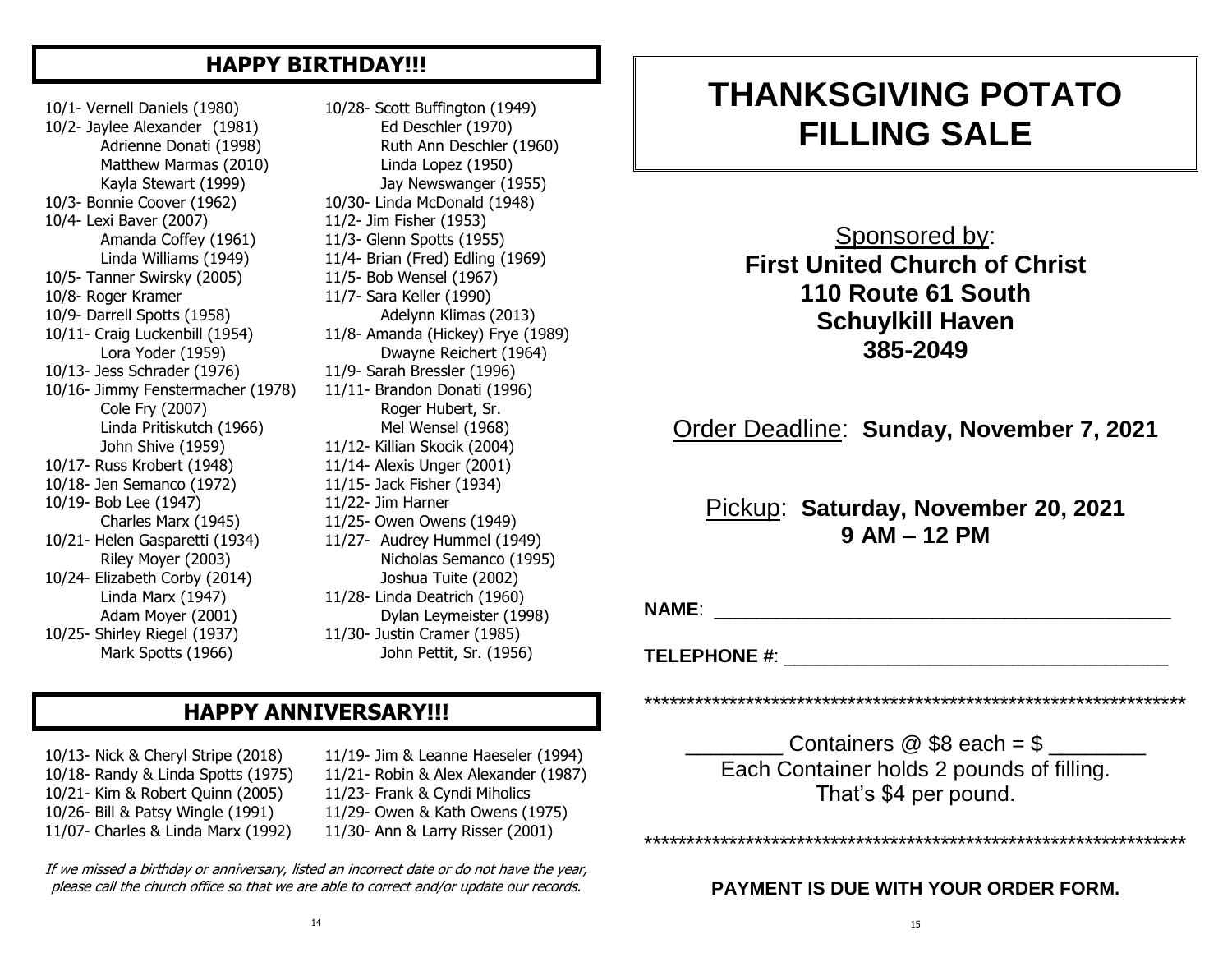## HAPPY BIRTHDAY!!!

10/1- Vernell Daniels (1980)
10/2- Jaylee Alexander (1981)
Adrienne Donati (1998)
Matthew Marmas (2010)
Kayla Stewart (1999)
10/3- Bonnie Coover (1962)
10/4- Lexi Baver (2007)
Amanda Coffey (1961)
Linda Williams (1949)
10/5- Tanner Swirsky (2005)
10/8- Roger Kramer
10/9- Darrell Spotts (1958)
10/11- Craig Luckenbill (1954)
Lora Yoder (1959)
10/13- Jess Schrader (1976)
10/16- Jimmy Fenstermacher (1978)
Cole Fry (2007)
Linda Pritiskutch (1966)
John Shive (1959)
10/17- Russ Krobert (1948)
10/18- Jen Semanco (1972)
10/19- Bob Lee (1947)
Charles Marx (1945)
10/21- Helen Gasparetti (1934)
Riley Moyer (2003)
10/24- Elizabeth Corby (2014)
Linda Marx (1947)
Adam Moyer (2001)
10/25- Shirley Riegel (1937)
Mark Spotts (1966)
10/28- Scott Buffington (1949)
Ed Deschler (1970)
Ruth Ann Deschler (1960)
Linda Lopez (1950)
Jay Newswanger (1955)
10/30- Linda McDonald (1948)
11/2- Jim Fisher (1953)
11/3- Glenn Spotts (1955)
11/4- Brian (Fred) Edling (1969)
11/5- Bob Wensel (1967)
11/7- Sara Keller (1990)
Adelynn Klimas (2013)
11/8- Amanda (Hickey) Frye (1989)
Dwayne Reichert (1964)
11/9- Sarah Bressler (1996)
11/11- Brandon Donati (1996)
Roger Hubert, Sr.
Mel Wensel (1968)
11/12- Killian Skocik (2004)
11/14- Alexis Unger (2001)
11/15- Jack Fisher (1934)
11/22- Jim Harner
11/25- Owen Owens (1949)
11/27- Audrey Hummel (1949)
Nicholas Semanco (1995)
Joshua Tuite (2002)
11/28- Linda Deatrich (1960)
Dylan Leymeister (1998)
11/30- Justin Cramer (1985)
John Pettit, Sr. (1956)

## HAPPY ANNIVERSARY!!!

10/13- Nick & Cheryl Stripe (2018)
10/18- Randy & Linda Spotts (1975)
10/21- Kim & Robert Quinn (2005)
10/26- Bill & Patsy Wingle (1991)
11/07- Charles & Linda Marx (1992)
11/19- Jim & Leanne Haeseler (1994)
11/21- Robin & Alex Alexander (1987)
11/23- Frank & Cyndi Miholics
11/29- Owen & Kath Owens (1975)
11/30- Ann & Larry Risser (2001)

*If we missed a birthday or anniversary, listed an incorrect date or do not have the year, please call the church office so that we are able to correct and/or update our records.*

# THANKSGIVING POTATO FILLING SALE

Sponsored by:
**First United Church of Christ**
**110 Route 61 South**
**Schuylkill Haven**
**385-2049**

Order Deadline: **Sunday, November 7, 2021**

Pickup: **Saturday, November 20, 2021**
**9 AM – 12 PM**

**NAME**: _______________________________________________

**TELEPHONE #**: _______________________________________

****************************************************************

________ Containers @ $8 each = $ ________
Each Container holds 2 pounds of filling.
That's $4 per pound.

****************************************************************

**PAYMENT IS DUE WITH YOUR ORDER FORM.**